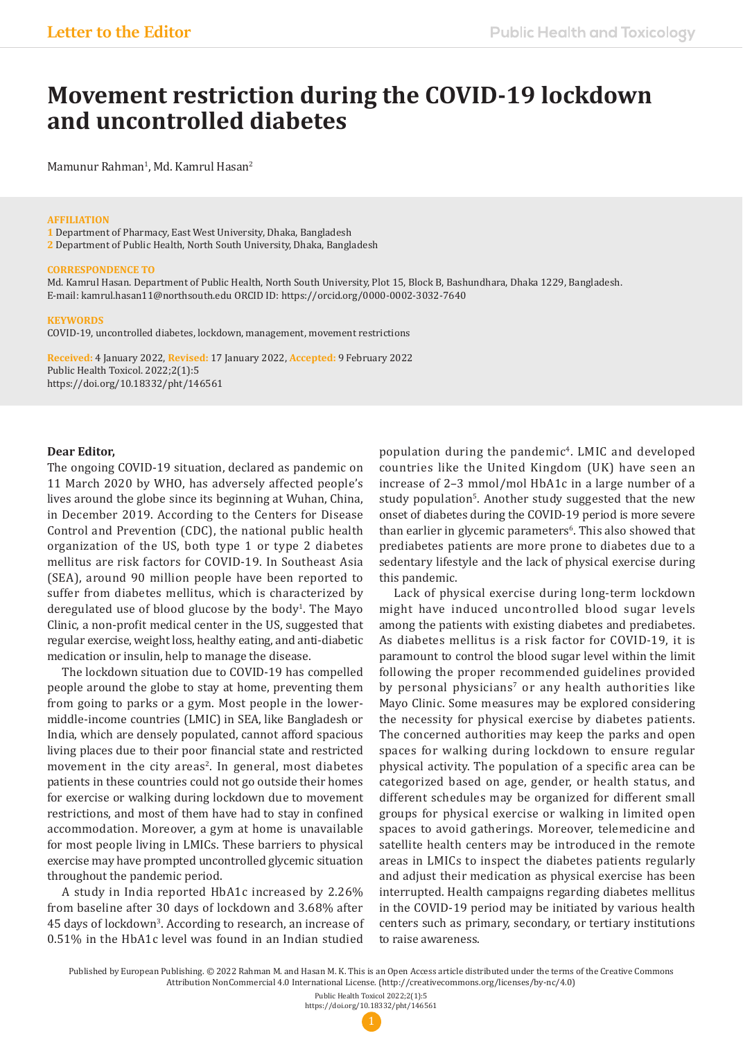Letter to the Editor

# Movement restriction during the COVID-19 lockdown and uncontrolled diabetes

Mamunur Rahman[1], Md. Kamrul Hasan[2]

**AFFILIATION**

1 Department of Pharmacy, East West University, Dhaka, Bangladesh
2 Department of Public Health, North South University, Dhaka, Bangladesh

**CORRESPONDENCE TO**

Md. Kamrul Hasan. Department of Public Health, North South University, Plot 15, Block B, Bashundhara, Dhaka 1229, Bangladesh.
E-mail: kamrul.hasan11@northsouth.edu ORCID ID: https://orcid.org/0000-0002-3032-7640

**KEYWORDS**

COVID-19, uncontrolled diabetes, lockdown, management, movement restrictions

**Received:** 4 January 2022, **Revised:** 17 January 2022, **Accepted:** 9 February 2022
Public Health Toxicol. 2022;2(1):5
https://doi.org/10.18332/pht/146561

**Dear Editor,**

The ongoing COVID-19 situation, declared as pandemic on 11 March 2020 by WHO, has adversely affected people's lives around the globe since its beginning at Wuhan, China, in December 2019. According to the Centers for Disease Control and Prevention (CDC), the national public health organization of the US, both type 1 or type 2 diabetes mellitus are risk factors for COVID-19. In Southeast Asia (SEA), around 90 million people have been reported to suffer from diabetes mellitus, which is characterized by deregulated use of blood glucose by the body[1]. The Mayo Clinic, a non-profit medical center in the US, suggested that regular exercise, weight loss, healthy eating, and anti-diabetic medication or insulin, help to manage the disease.

The lockdown situation due to COVID-19 has compelled people around the globe to stay at home, preventing them from going to parks or a gym. Most people in the lower-middle-income countries (LMIC) in SEA, like Bangladesh or India, which are densely populated, cannot afford spacious living places due to their poor financial state and restricted movement in the city areas[2]. In general, most diabetes patients in these countries could not go outside their homes for exercise or walking during lockdown due to movement restrictions, and most of them have had to stay in confined accommodation. Moreover, a gym at home is unavailable for most people living in LMICs. These barriers to physical exercise may have prompted uncontrolled glycemic situation throughout the pandemic period.

A study in India reported HbA1c increased by 2.26% from baseline after 30 days of lockdown and 3.68% after 45 days of lockdown[3]. According to research, an increase of 0.51% in the HbA1c level was found in an Indian studied population during the pandemic[4]. LMIC and developed countries like the United Kingdom (UK) have seen an increase of 2–3 mmol/mol HbA1c in a large number of a study population[5]. Another study suggested that the new onset of diabetes during the COVID-19 period is more severe than earlier in glycemic parameters[6]. This also showed that prediabetes patients are more prone to diabetes due to a sedentary lifestyle and the lack of physical exercise during this pandemic.

Lack of physical exercise during long-term lockdown might have induced uncontrolled blood sugar levels among the patients with existing diabetes and prediabetes. As diabetes mellitus is a risk factor for COVID-19, it is paramount to control the blood sugar level within the limit following the proper recommended guidelines provided by personal physicians[7] or any health authorities like Mayo Clinic. Some measures may be explored considering the necessity for physical exercise by diabetes patients. The concerned authorities may keep the parks and open spaces for walking during lockdown to ensure regular physical activity. The population of a specific area can be categorized based on age, gender, or health status, and different schedules may be organized for different small groups for physical exercise or walking in limited open spaces to avoid gatherings. Moreover, telemedicine and satellite health centers may be introduced in the remote areas in LMICs to inspect the diabetes patients regularly and adjust their medication as physical exercise has been interrupted. Health campaigns regarding diabetes mellitus in the COVID-19 period may be initiated by various health centers such as primary, secondary, or tertiary institutions to raise awareness.

Published by European Publishing. © 2022 Rahman M. and Hasan M. K. This is an Open Access article distributed under the terms of the Creative Commons Attribution NonCommercial 4.0 International License. (http://creativecommons.org/licenses/by-nc/4.0)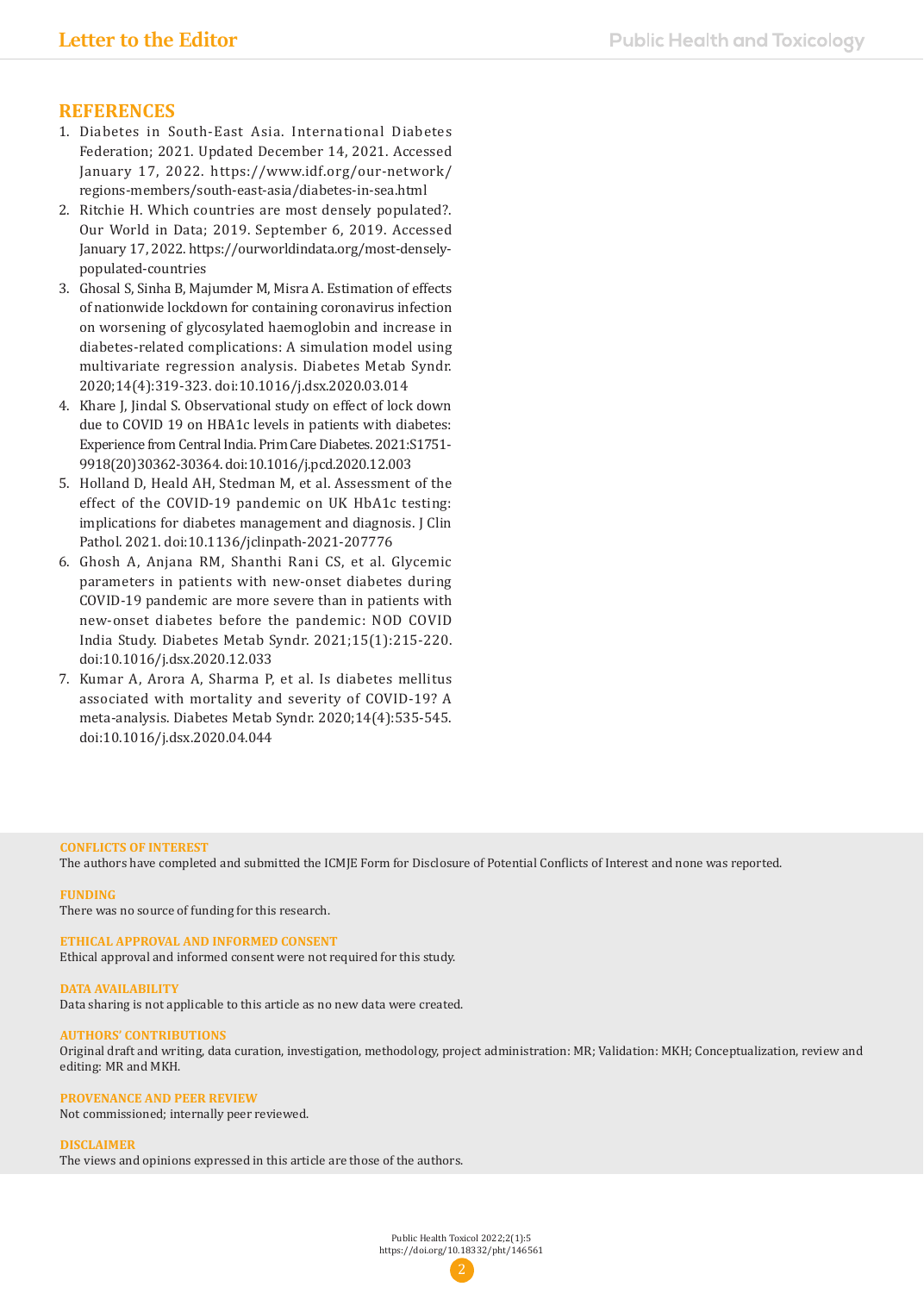## REFERENCES

1. Diabetes in South-East Asia. International Diabetes Federation; 2021. Updated December 14, 2021. Accessed January 17, 2022. https://www.idf.org/our-network/regions-members/south-east-asia/diabetes-in-sea.html
2. Ritchie H. Which countries are most densely populated?. Our World in Data; 2019. September 6, 2019. Accessed January 17, 2022. https://ourworldindata.org/most-densely-populated-countries
3. Ghosal S, Sinha B, Majumder M, Misra A. Estimation of effects of nationwide lockdown for containing coronavirus infection on worsening of glycosylated haemoglobin and increase in diabetes-related complications: A simulation model using multivariate regression analysis. Diabetes Metab Syndr. 2020;14(4):319-323. doi:10.1016/j.dsx.2020.03.014
4. Khare J, Jindal S. Observational study on effect of lock down due to COVID 19 on HBA1c levels in patients with diabetes: Experience from Central India. Prim Care Diabetes. 2021:S1751-9918(20)30362-30364. doi:10.1016/j.pcd.2020.12.003
5. Holland D, Heald AH, Stedman M, et al. Assessment of the effect of the COVID-19 pandemic on UK HbA1c testing: implications for diabetes management and diagnosis. J Clin Pathol. 2021. doi:10.1136/jclinpath-2021-207776
6. Ghosh A, Anjana RM, Shanthi Rani CS, et al. Glycemic parameters in patients with new-onset diabetes during COVID-19 pandemic are more severe than in patients with new-onset diabetes before the pandemic: NOD COVID India Study. Diabetes Metab Syndr. 2021;15(1):215-220. doi:10.1016/j.dsx.2020.12.033
7. Kumar A, Arora A, Sharma P, et al. Is diabetes mellitus associated with mortality and severity of COVID-19? A meta-analysis. Diabetes Metab Syndr. 2020;14(4):535-545. doi:10.1016/j.dsx.2020.04.044

### CONFLICTS OF INTEREST

The authors have completed and submitted the ICMJE Form for Disclosure of Potential Conflicts of Interest and none was reported.

### FUNDING

There was no source of funding for this research.

### ETHICAL APPROVAL AND INFORMED CONSENT

Ethical approval and informed consent were not required for this study.

### DATA AVAILABILITY

Data sharing is not applicable to this article as no new data were created.

### AUTHORS' CONTRIBUTIONS

Original draft and writing, data curation, investigation, methodology, project administration: MR; Validation: MKH; Conceptualization, review and editing: MR and MKH.

### PROVENANCE AND PEER REVIEW

Not commissioned; internally peer reviewed.

### DISCLAIMER

The views and opinions expressed in this article are those of the authors.